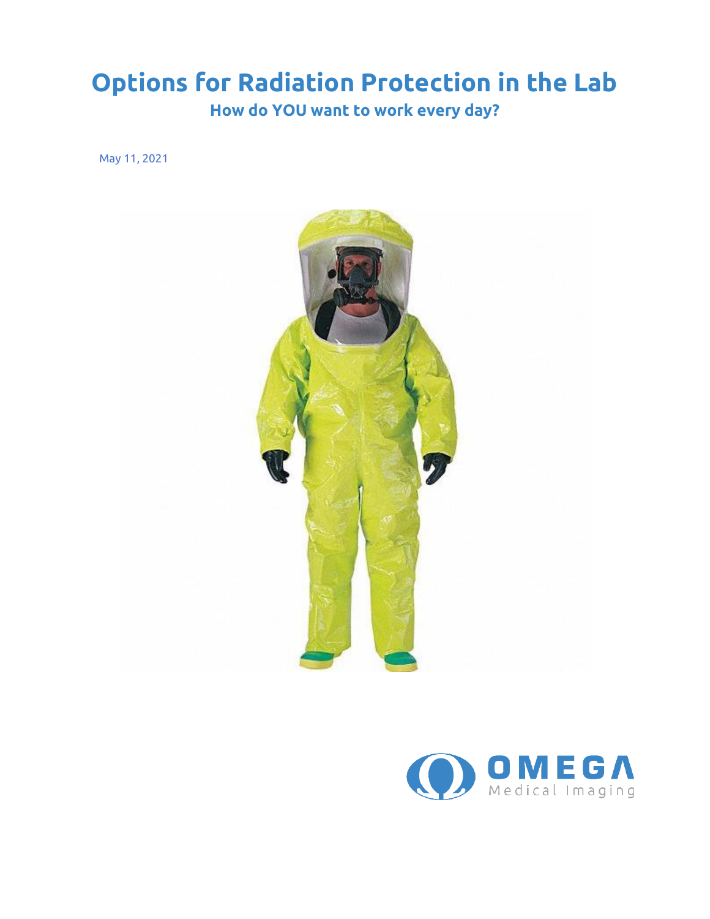# Options for Radiation Protection in the Lab

## How do YOU want to work every day?

May 11, 2021

OMEGA Medical Imaging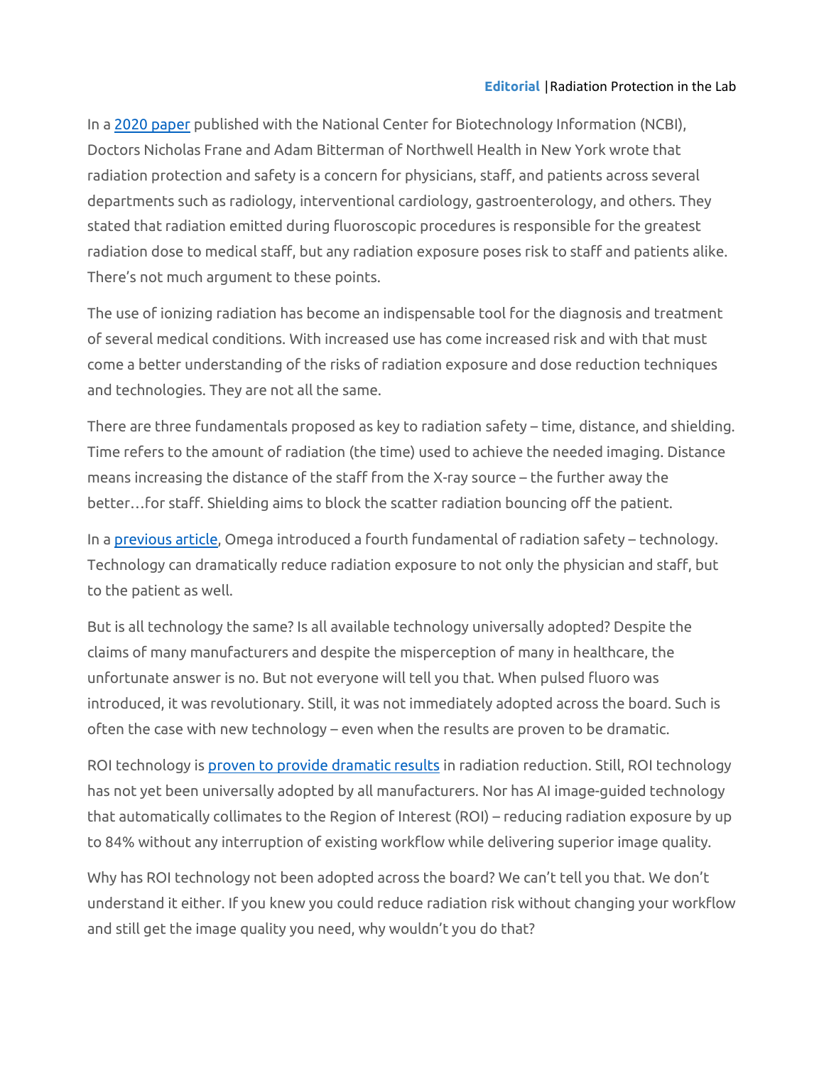In a 2020 paper published with the National Center for Biotechnology Information (NCBI), Doctors Nicholas Frane and Adam Bitterman of Northwell Health in New York wrote that radiation protection and safety is a concern for physicians, staff, and patients across several departments such as radiology, interventional cardiology, gastroenterology, and others. They stated that radiation emitted during fluoroscopic procedures is responsible for the greatest radiation dose to medical staff, but any radiation exposure poses risk to staff and patients alike. There's not much argument to these points.

The use of ionizing radiation has become an indispensable tool for the diagnosis and treatment of several medical conditions. With increased use has come increased risk and with that must come a better understanding of the risks of radiation exposure and dose reduction techniques and technologies. They are not all the same.

There are three fundamentals proposed as key to radiation safety – time, distance, and shielding. Time refers to the amount of radiation (the time) used to achieve the needed imaging. Distance means increasing the distance of the staff from the X-ray source – the further away the better…for staff. Shielding aims to block the scatter radiation bouncing off the patient.

In a previous article, Omega introduced a fourth fundamental of radiation safety – technology. Technology can dramatically reduce radiation exposure to not only the physician and staff, but to the patient as well.

But is all technology the same? Is all available technology universally adopted? Despite the claims of many manufacturers and despite the misperception of many in healthcare, the unfortunate answer is no. But not everyone will tell you that. When pulsed fluoro was introduced, it was revolutionary. Still, it was not immediately adopted across the board. Such is often the case with new technology – even when the results are proven to be dramatic.

ROI technology is proven to provide dramatic results in radiation reduction. Still, ROI technology has not yet been universally adopted by all manufacturers. Nor has AI image-guided technology that automatically collimates to the Region of Interest (ROI) – reducing radiation exposure by up to 84% without any interruption of existing workflow while delivering superior image quality.

Why has ROI technology not been adopted across the board? We can't tell you that. We don't understand it either. If you knew you could reduce radiation risk without changing your workflow and still get the image quality you need, why wouldn't you do that?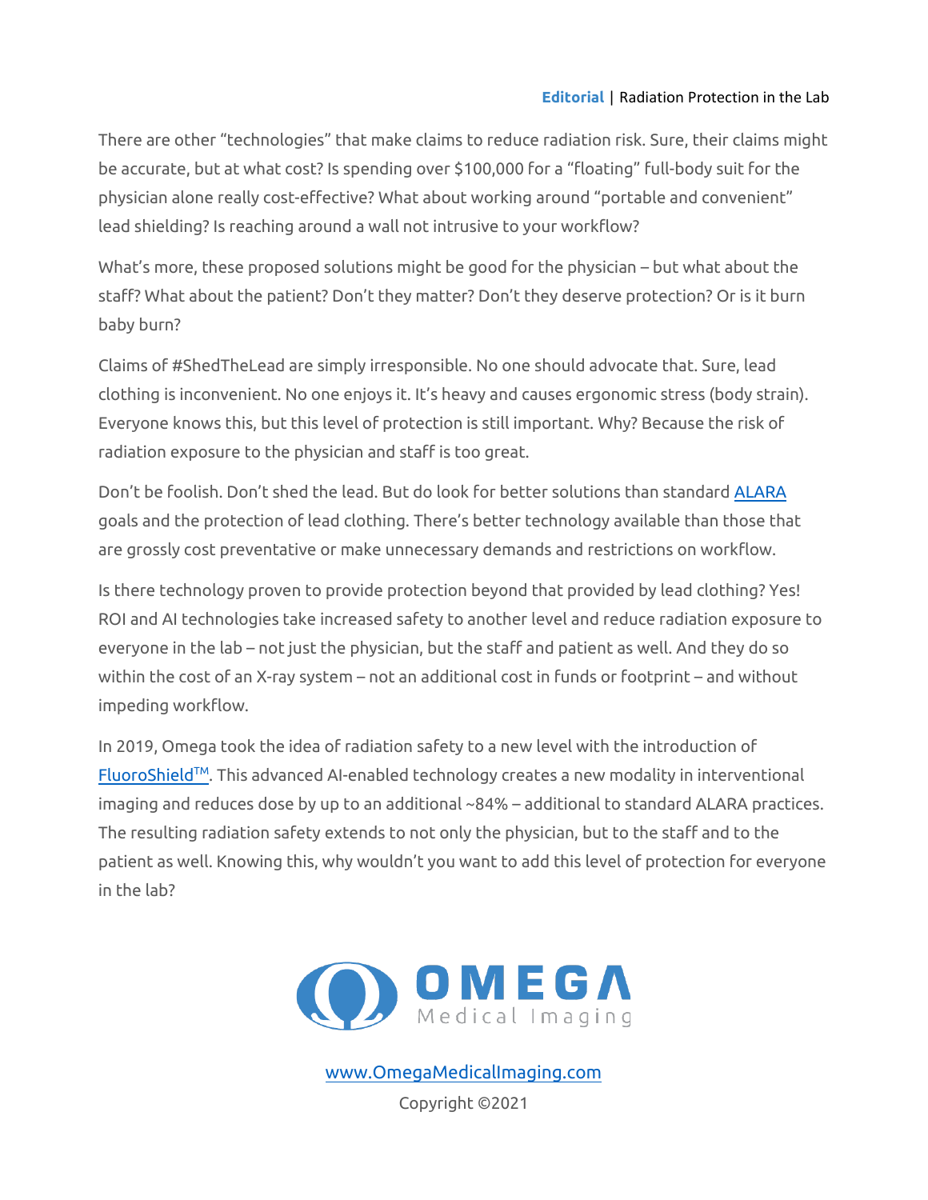There are other "technologies" that make claims to reduce radiation risk. Sure, their claims might be accurate, but at what cost? Is spending over $100,000 for a "floating" full-body suit for the physician alone really cost-effective? What about working around "portable and convenient" lead shielding? Is reaching around a wall not intrusive to your workflow?

What's more, these proposed solutions might be good for the physician – but what about the staff? What about the patient? Don't they matter? Don't they deserve protection? Or is it burn baby burn?

Claims of #ShedTheLead are simply irresponsible. No one should advocate that. Sure, lead clothing is inconvenient. No one enjoys it. It's heavy and causes ergonomic stress (body strain). Everyone knows this, but this level of protection is still important. Why? Because the risk of radiation exposure to the physician and staff is too great.

Don't be foolish. Don't shed the lead. But do look for better solutions than standard [ALARA](#) goals and the protection of lead clothing. There's better technology available than those that are grossly cost preventative or make unnecessary demands and restrictions on workflow.

Is there technology proven to provide protection beyond that provided by lead clothing? Yes! ROI and AI technologies take increased safety to another level and reduce radiation exposure to everyone in the lab – not just the physician, but the staff and patient as well. And they do so within the cost of an X-ray system – not an additional cost in funds or footprint – and without impeding workflow.

In 2019, Omega took the idea of radiation safety to a new level with the introduction of [FluoroShield™](#). This advanced AI-enabled technology creates a new modality in interventional imaging and reduces dose by up to an additional ~84% – additional to standard ALARA practices. The resulting radiation safety extends to not only the physician, but to the staff and to the patient as well. Knowing this, why wouldn't you want to add this level of protection for everyone in the lab?

OMEGA Medical Imaging

[www.OmegaMedicalImaging.com](http://www.OmegaMedicalImaging.com)

Copyright ©2021